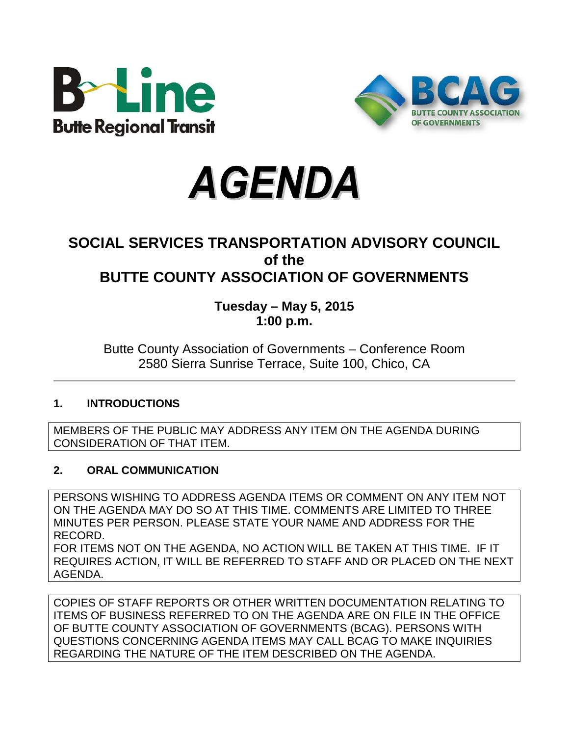B Line
Butte Regional Transit

BCAG
BUTTE COUNTY ASSOCIATION OF GOVERNMENTS

# *AGENDA*

## SOCIAL SERVICES TRANSPORTATION ADVISORY COUNCIL of the BUTTE COUNTY ASSOCIATION OF GOVERNMENTS

**Tuesday – May 5, 2015**
**1:00 p.m.**

Butte County Association of Governments – Conference Room
2580 Sierra Sunrise Terrace, Suite 100, Chico, CA

---

### 1. INTRODUCTIONS

MEMBERS OF THE PUBLIC MAY ADDRESS ANY ITEM ON THE AGENDA DURING CONSIDERATION OF THAT ITEM.

### 2. ORAL COMMUNICATION

PERSONS WISHING TO ADDRESS AGENDA ITEMS OR COMMENT ON ANY ITEM NOT ON THE AGENDA MAY DO SO AT THIS TIME. COMMENTS ARE LIMITED TO THREE MINUTES PER PERSON. PLEASE STATE YOUR NAME AND ADDRESS FOR THE RECORD.
FOR ITEMS NOT ON THE AGENDA, NO ACTION WILL BE TAKEN AT THIS TIME. IF IT REQUIRES ACTION, IT WILL BE REFERRED TO STAFF AND OR PLACED ON THE NEXT AGENDA.

COPIES OF STAFF REPORTS OR OTHER WRITTEN DOCUMENTATION RELATING TO ITEMS OF BUSINESS REFERRED TO ON THE AGENDA ARE ON FILE IN THE OFFICE OF BUTTE COUNTY ASSOCIATION OF GOVERNMENTS (BCAG). PERSONS WITH QUESTIONS CONCERNING AGENDA ITEMS MAY CALL BCAG TO MAKE INQUIRIES REGARDING THE NATURE OF THE ITEM DESCRIBED ON THE AGENDA.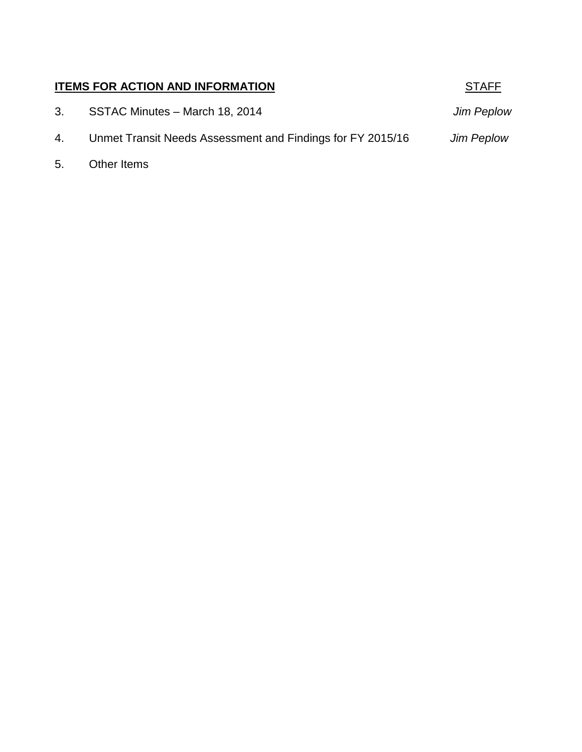| **ITEMS FOR ACTION AND INFORMATION** | | STAFF |
| --- | --- | --- |
| 3. | SSTAC Minutes – March 18, 2014 | *Jim Peplow* |
| 4. | Unmet Transit Needs Assessment and Findings for FY 2015/16 | *Jim Peplow* |
| 5. | Other Items | |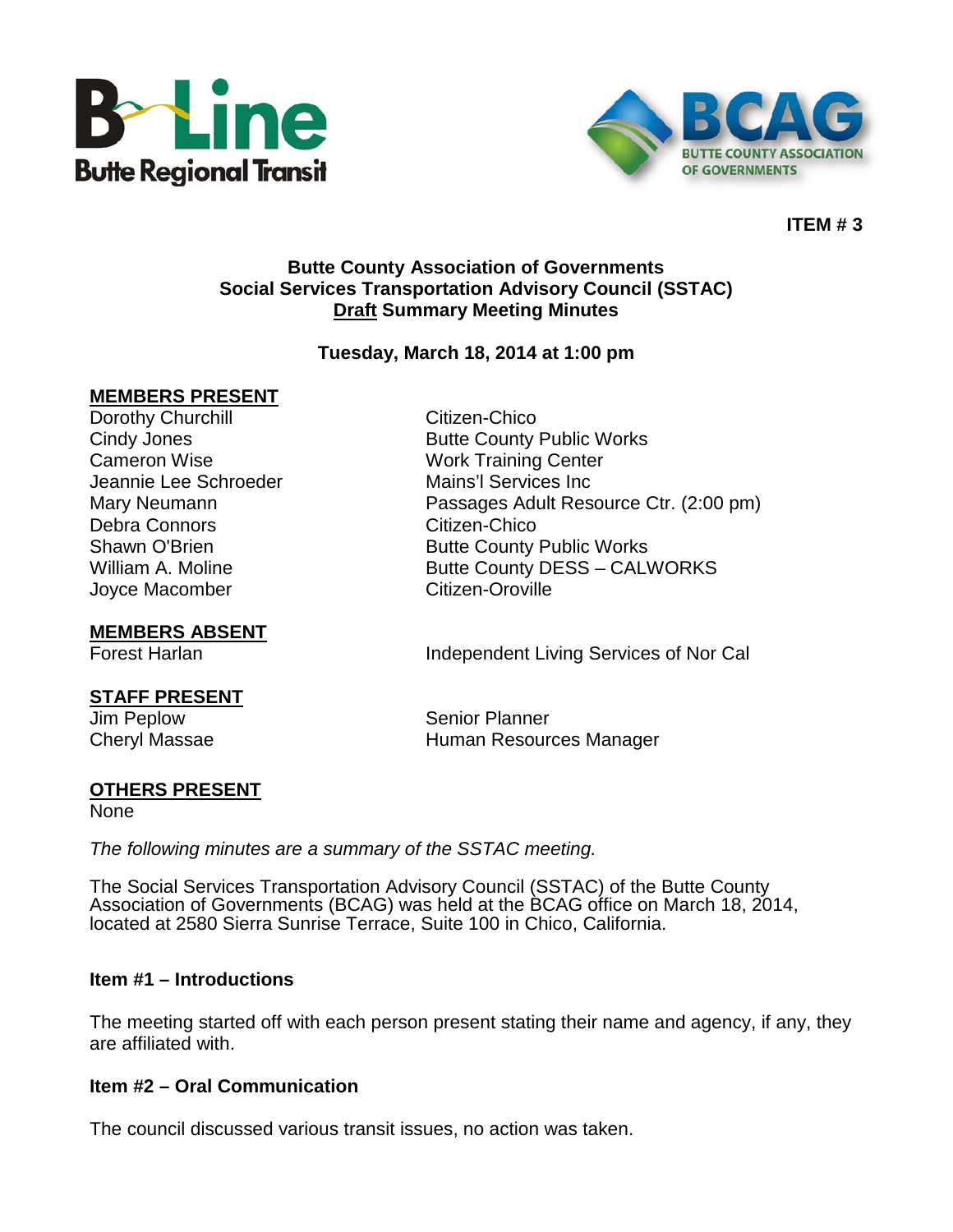**ITEM # 3**

**Butte County Association of Governments**
**Social Services Transportation Advisory Council (SSTAC)**
**Draft Summary Meeting Minutes**

**Tuesday, March 18, 2014 at 1:00 pm**

**MEMBERS PRESENT**

| | |
|---|---|
| Dorothy Churchill | Citizen-Chico |
| Cindy Jones | Butte County Public Works |
| Cameron Wise | Work Training Center |
| Jeannie Lee Schroeder | Mains'l Services Inc |
| Mary Neumann | Passages Adult Resource Ctr. (2:00 pm) |
| Debra Connors | Citizen-Chico |
| Shawn O'Brien | Butte County Public Works |
| William A. Moline | Butte County DESS – CALWORKS |
| Joyce Macomber | Citizen-Oroville |

**MEMBERS ABSENT**

| | |
|---|---|
| Forest Harlan | Independent Living Services of Nor Cal |

**STAFF PRESENT**

| | |
|---|---|
| Jim Peplow | Senior Planner |
| Cheryl Massae | Human Resources Manager |

**OTHERS PRESENT**

None

*The following minutes are a summary of the SSTAC meeting.*

The Social Services Transportation Advisory Council (SSTAC) of the Butte County Association of Governments (BCAG) was held at the BCAG office on March 18, 2014, located at 2580 Sierra Sunrise Terrace, Suite 100 in Chico, California.

**Item #1 – Introductions**

The meeting started off with each person present stating their name and agency, if any, they are affiliated with.

**Item #2 – Oral Communication**

The council discussed various transit issues, no action was taken.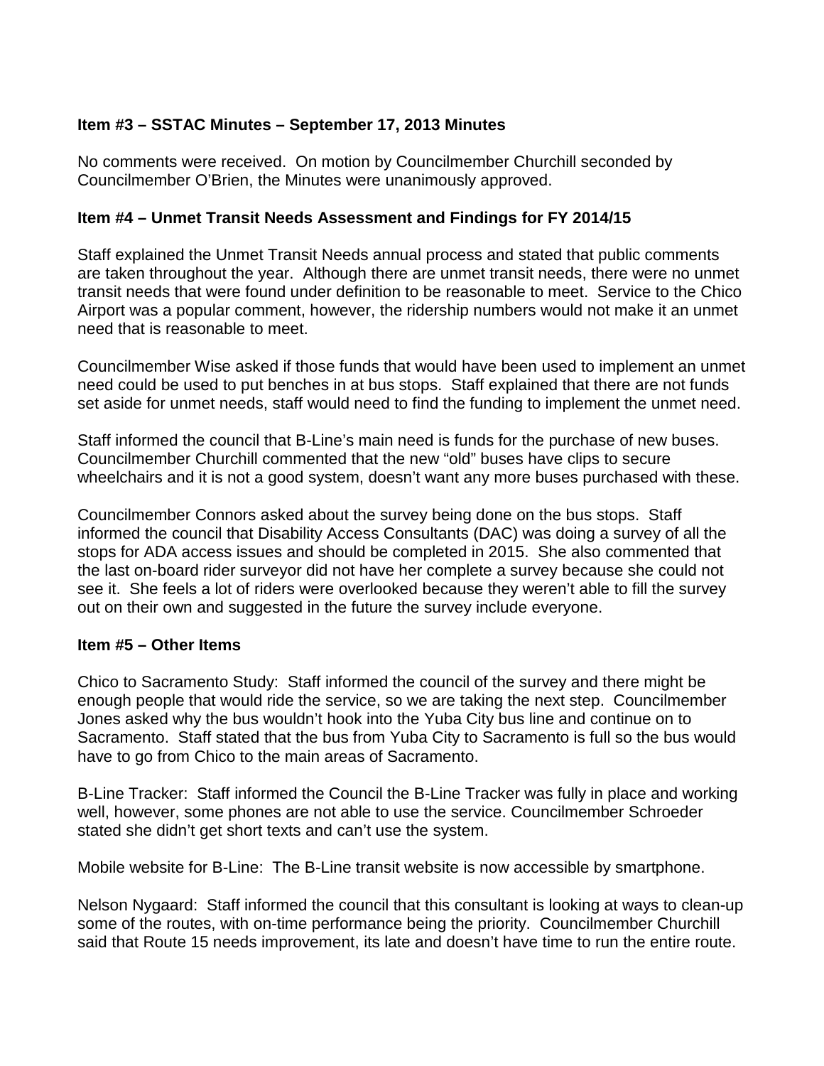**Item #3 – SSTAC Minutes – September 17, 2013 Minutes**

No comments were received. On motion by Councilmember Churchill seconded by Councilmember O'Brien, the Minutes were unanimously approved.

**Item #4 – Unmet Transit Needs Assessment and Findings for FY 2014/15**

Staff explained the Unmet Transit Needs annual process and stated that public comments are taken throughout the year. Although there are unmet transit needs, there were no unmet transit needs that were found under definition to be reasonable to meet. Service to the Chico Airport was a popular comment, however, the ridership numbers would not make it an unmet need that is reasonable to meet.

Councilmember Wise asked if those funds that would have been used to implement an unmet need could be used to put benches in at bus stops. Staff explained that there are not funds set aside for unmet needs, staff would need to find the funding to implement the unmet need.

Staff informed the council that B-Line's main need is funds for the purchase of new buses. Councilmember Churchill commented that the new "old" buses have clips to secure wheelchairs and it is not a good system, doesn't want any more buses purchased with these.

Councilmember Connors asked about the survey being done on the bus stops. Staff informed the council that Disability Access Consultants (DAC) was doing a survey of all the stops for ADA access issues and should be completed in 2015. She also commented that the last on-board rider surveyor did not have her complete a survey because she could not see it. She feels a lot of riders were overlooked because they weren't able to fill the survey out on their own and suggested in the future the survey include everyone.

**Item #5 – Other Items**

Chico to Sacramento Study: Staff informed the council of the survey and there might be enough people that would ride the service, so we are taking the next step. Councilmember Jones asked why the bus wouldn't hook into the Yuba City bus line and continue on to Sacramento. Staff stated that the bus from Yuba City to Sacramento is full so the bus would have to go from Chico to the main areas of Sacramento.

B-Line Tracker: Staff informed the Council the B-Line Tracker was fully in place and working well, however, some phones are not able to use the service. Councilmember Schroeder stated she didn't get short texts and can't use the system.

Mobile website for B-Line: The B-Line transit website is now accessible by smartphone.

Nelson Nygaard: Staff informed the council that this consultant is looking at ways to clean-up some of the routes, with on-time performance being the priority. Councilmember Churchill said that Route 15 needs improvement, its late and doesn't have time to run the entire route.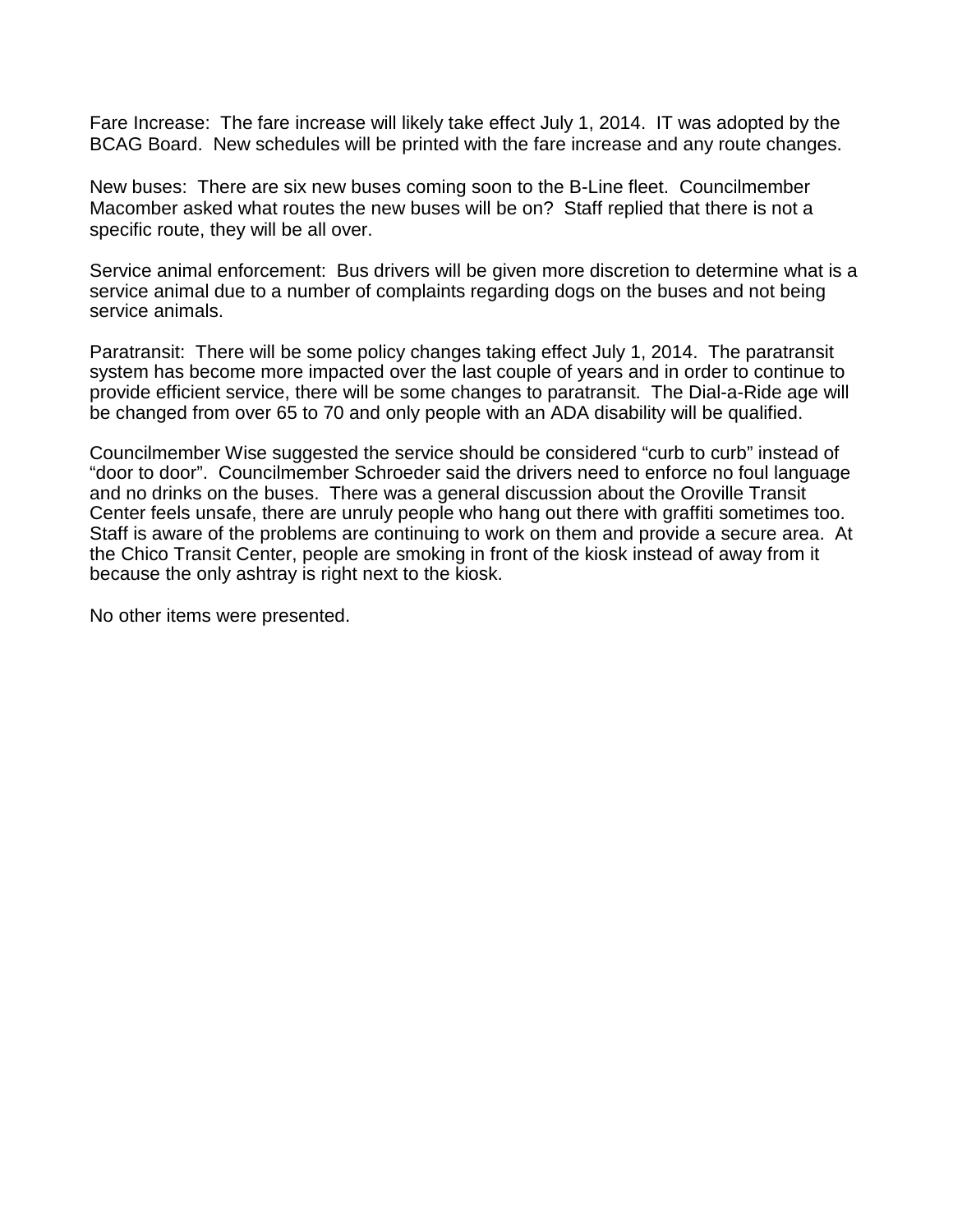Fare Increase: The fare increase will likely take effect July 1, 2014. IT was adopted by the BCAG Board. New schedules will be printed with the fare increase and any route changes.

New buses: There are six new buses coming soon to the B-Line fleet. Councilmember Macomber asked what routes the new buses will be on? Staff replied that there is not a specific route, they will be all over.

Service animal enforcement: Bus drivers will be given more discretion to determine what is a service animal due to a number of complaints regarding dogs on the buses and not being service animals.

Paratransit: There will be some policy changes taking effect July 1, 2014. The paratransit system has become more impacted over the last couple of years and in order to continue to provide efficient service, there will be some changes to paratransit. The Dial-a-Ride age will be changed from over 65 to 70 and only people with an ADA disability will be qualified.

Councilmember Wise suggested the service should be considered "curb to curb" instead of "door to door". Councilmember Schroeder said the drivers need to enforce no foul language and no drinks on the buses. There was a general discussion about the Oroville Transit Center feels unsafe, there are unruly people who hang out there with graffiti sometimes too. Staff is aware of the problems are continuing to work on them and provide a secure area. At the Chico Transit Center, people are smoking in front of the kiosk instead of away from it because the only ashtray is right next to the kiosk.

No other items were presented.